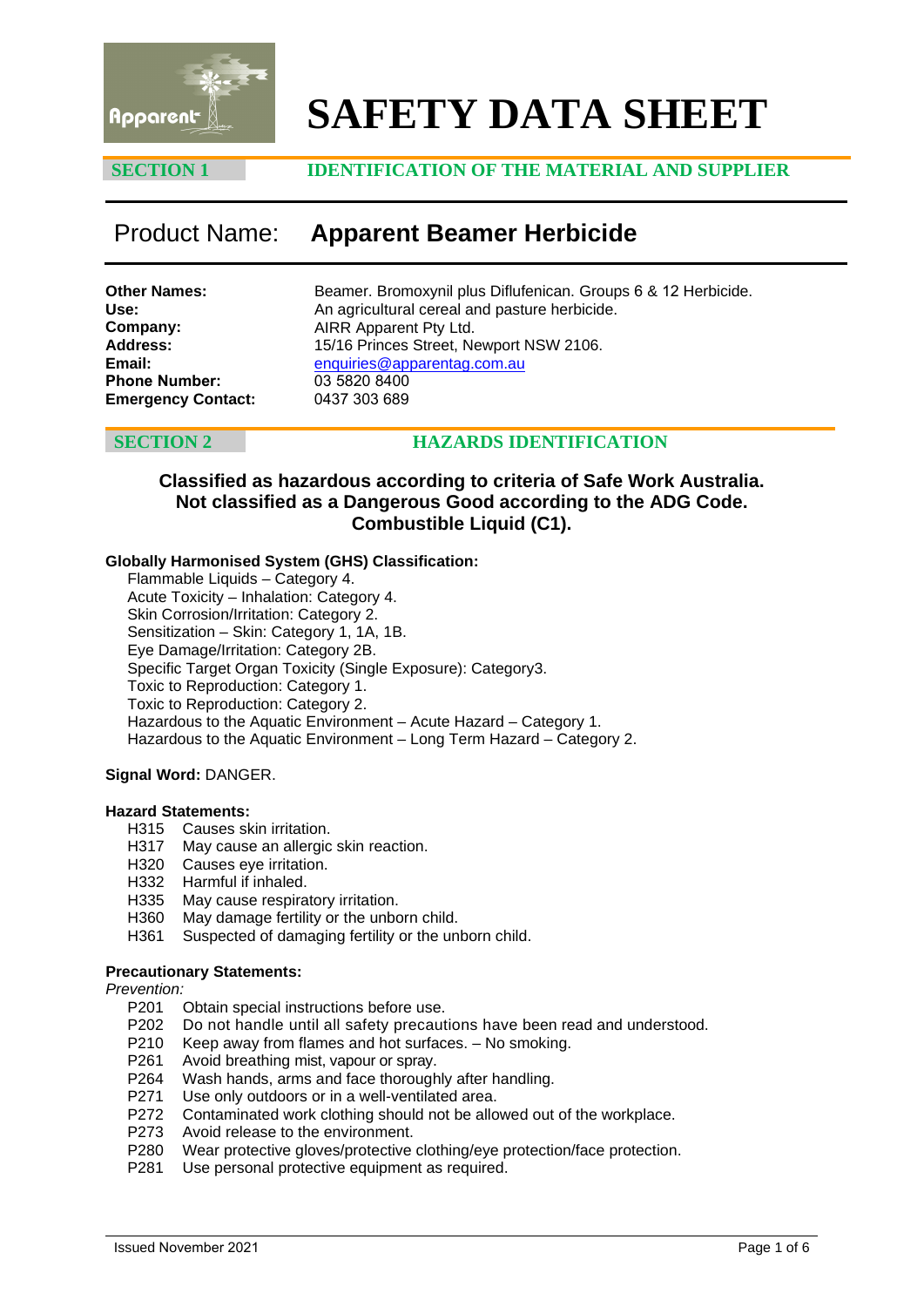# SAFETY DATA SHEET

## SECTION 1 — IDENTIFICATION OF THE MATERIAL AND SUPPLIER

## Product Name: Apparent Beamer Herbicide

**Other Names:** Beamer. Bromoxynil plus Diflufenican. Groups 6 & 12 Herbicide.
**Use:** An agricultural cereal and pasture herbicide.
**Company:** AIRR Apparent Pty Ltd.
**Address:** 15/16 Princes Street, Newport NSW 2106.
**Email:** enquiries@apparentag.com.au
**Phone Number:** 03 5820 8400
**Emergency Contact:** 0437 303 689

## SECTION 2 — HAZARDS IDENTIFICATION

**Classified as hazardous according to criteria of Safe Work Australia.**
**Not classified as a Dangerous Good according to the ADG Code.**
**Combustible Liquid (C1).**

**Globally Harmonised System (GHS) Classification:**

- Flammable Liquids – Category 4.
- Acute Toxicity – Inhalation: Category 4.
- Skin Corrosion/Irritation: Category 2.
- Sensitization – Skin: Category 1, 1A, 1B.
- Eye Damage/Irritation: Category 2B.
- Specific Target Organ Toxicity (Single Exposure): Category3.
- Toxic to Reproduction: Category 1.
- Toxic to Reproduction: Category 2.
- Hazardous to the Aquatic Environment – Acute Hazard – Category 1.
- Hazardous to the Aquatic Environment – Long Term Hazard – Category 2.

**Signal Word:** DANGER.

**Hazard Statements:**

- H315 Causes skin irritation.
- H317 May cause an allergic skin reaction.
- H320 Causes eye irritation.
- H332 Harmful if inhaled.
- H335 May cause respiratory irritation.
- H360 May damage fertility or the unborn child.
- H361 Suspected of damaging fertility or the unborn child.

**Precautionary Statements:**

*Prevention:*

- P201 Obtain special instructions before use.
- P202 Do not handle until all safety precautions have been read and understood.
- P210 Keep away from flames and hot surfaces. – No smoking.
- P261 Avoid breathing mist, vapour or spray.
- P264 Wash hands, arms and face thoroughly after handling.
- P271 Use only outdoors or in a well-ventilated area.
- P272 Contaminated work clothing should not be allowed out of the workplace.
- P273 Avoid release to the environment.
- P280 Wear protective gloves/protective clothing/eye protection/face protection.
- P281 Use personal protective equipment as required.

Issued November 2021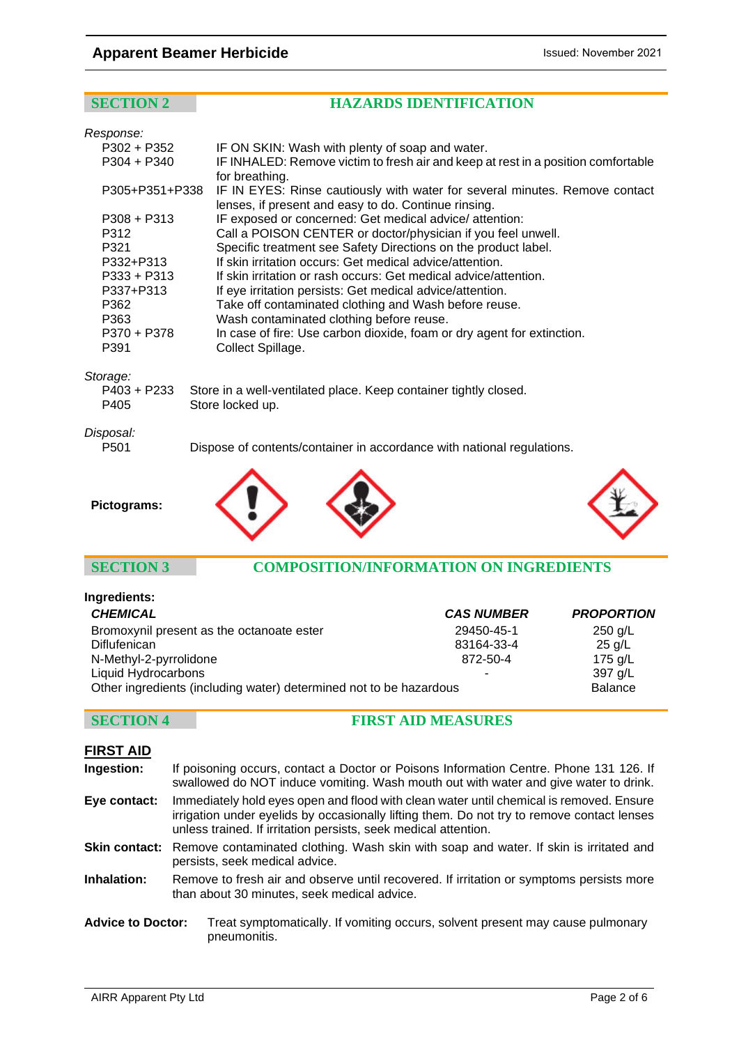## SECTION 2 HAZARDS IDENTIFICATION

*Response:*

| | |
|---|---|
| P302 + P352 | IF ON SKIN: Wash with plenty of soap and water. |
| P304 + P340 | IF INHALED: Remove victim to fresh air and keep at rest in a position comfortable for breathing. |
| P305+P351+P338 | IF IN EYES: Rinse cautiously with water for several minutes. Remove contact lenses, if present and easy to do. Continue rinsing. |
| P308 + P313 | IF exposed or concerned: Get medical advice/ attention: |
| P312 | Call a POISON CENTER or doctor/physician if you feel unwell. |
| P321 | Specific treatment see Safety Directions on the product label. |
| P332+P313 | If skin irritation occurs: Get medical advice/attention. |
| P333 + P313 | If skin irritation or rash occurs: Get medical advice/attention. |
| P337+P313 | If eye irritation persists: Get medical advice/attention. |
| P362 | Take off contaminated clothing and Wash before reuse. |
| P363 | Wash contaminated clothing before reuse. |
| P370 + P378 | In case of fire: Use carbon dioxide, foam or dry agent for extinction. |
| P391 | Collect Spillage. |

*Storage:*

| | |
|---|---|
| P403 + P233 | Store in a well-ventilated place. Keep container tightly closed. |
| P405 | Store locked up. |

*Disposal:*

| | |
|---|---|
| P501 | Dispose of contents/container in accordance with national regulations. |

**Pictograms:**

## SECTION 3 COMPOSITION/INFORMATION ON INGREDIENTS

**Ingredients:**

| *CHEMICAL* | *CAS NUMBER* | *PROPORTION* |
|---|---|---|
| Bromoxynil present as the octanoate ester | 29450-45-1 | 250 g/L |
| Diflufenican | 83164-33-4 | 25 g/L |
| N-Methyl-2-pyrrolidone | 872-50-4 | 175 g/L |
| Liquid Hydrocarbons | - | 397 g/L |
| Other ingredients (including water) determined not to be hazardous | | Balance |

## SECTION 4 FIRST AID MEASURES

### FIRST AID

**Ingestion:** If poisoning occurs, contact a Doctor or Poisons Information Centre. Phone 131 126. If swallowed do NOT induce vomiting. Wash mouth out with water and give water to drink.

**Eye contact:** Immediately hold eyes open and flood with clean water until chemical is removed. Ensure irrigation under eyelids by occasionally lifting them. Do not try to remove contact lenses unless trained. If irritation persists, seek medical attention.

**Skin contact:** Remove contaminated clothing. Wash skin with soap and water. If skin is irritated and persists, seek medical advice.

**Inhalation:** Remove to fresh air and observe until recovered. If irritation or symptoms persists more than about 30 minutes, seek medical advice.

**Advice to Doctor:** Treat symptomatically. If vomiting occurs, solvent present may cause pulmonary pneumonitis.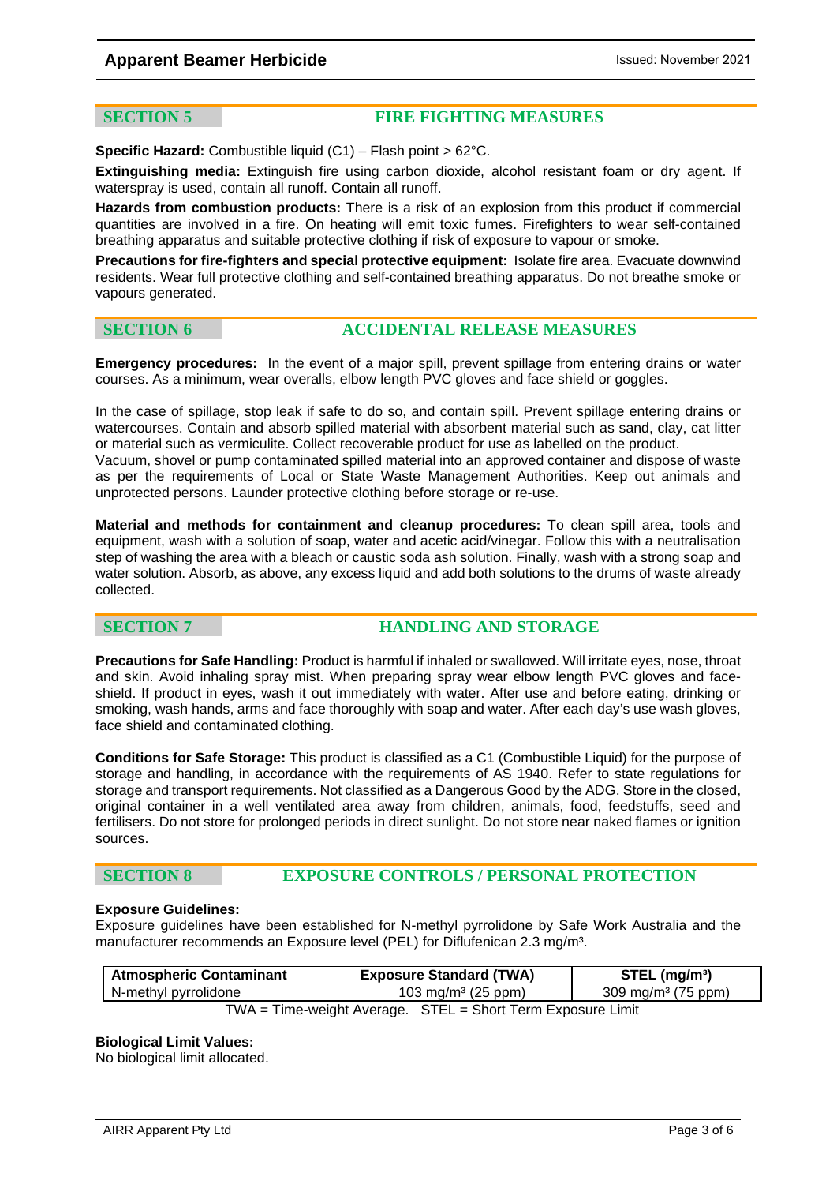## SECTION 5 FIRE FIGHTING MEASURES

**Specific Hazard:** Combustible liquid (C1) – Flash point > 62°C.

**Extinguishing media:** Extinguish fire using carbon dioxide, alcohol resistant foam or dry agent. If waterspray is used, contain all runoff. Contain all runoff.

**Hazards from combustion products:** There is a risk of an explosion from this product if commercial quantities are involved in a fire. On heating will emit toxic fumes. Firefighters to wear self-contained breathing apparatus and suitable protective clothing if risk of exposure to vapour or smoke.

**Precautions for fire-fighters and special protective equipment:** Isolate fire area. Evacuate downwind residents. Wear full protective clothing and self-contained breathing apparatus. Do not breathe smoke or vapours generated.

## SECTION 6 ACCIDENTAL RELEASE MEASURES

**Emergency procedures:** In the event of a major spill, prevent spillage from entering drains or water courses. As a minimum, wear overalls, elbow length PVC gloves and face shield or goggles.

In the case of spillage, stop leak if safe to do so, and contain spill. Prevent spillage entering drains or watercourses. Contain and absorb spilled material with absorbent material such as sand, clay, cat litter or material such as vermiculite. Collect recoverable product for use as labelled on the product.
Vacuum, shovel or pump contaminated spilled material into an approved container and dispose of waste as per the requirements of Local or State Waste Management Authorities. Keep out animals and unprotected persons. Launder protective clothing before storage or re-use.

**Material and methods for containment and cleanup procedures:** To clean spill area, tools and equipment, wash with a solution of soap, water and acetic acid/vinegar. Follow this with a neutralisation step of washing the area with a bleach or caustic soda ash solution. Finally, wash with a strong soap and water solution. Absorb, as above, any excess liquid and add both solutions to the drums of waste already collected.

## SECTION 7 HANDLING AND STORAGE

**Precautions for Safe Handling:** Product is harmful if inhaled or swallowed. Will irritate eyes, nose, throat and skin. Avoid inhaling spray mist. When preparing spray wear elbow length PVC gloves and face-shield. If product in eyes, wash it out immediately with water. After use and before eating, drinking or smoking, wash hands, arms and face thoroughly with soap and water. After each day's use wash gloves, face shield and contaminated clothing.

**Conditions for Safe Storage:** This product is classified as a C1 (Combustible Liquid) for the purpose of storage and handling, in accordance with the requirements of AS 1940. Refer to state regulations for storage and transport requirements. Not classified as a Dangerous Good by the ADG. Store in the closed, original container in a well ventilated area away from children, animals, food, feedstuffs, seed and fertilisers. Do not store for prolonged periods in direct sunlight. Do not store near naked flames or ignition sources.

## SECTION 8 EXPOSURE CONTROLS / PERSONAL PROTECTION

**Exposure Guidelines:**
Exposure guidelines have been established for N-methyl pyrrolidone by Safe Work Australia and the manufacturer recommends an Exposure level (PEL) for Diflufenican 2.3 mg/m³.

| Atmospheric Contaminant | Exposure Standard (TWA) | STEL (mg/m³) |
|---|---|---|
| N-methyl pyrrolidone | 103 mg/m³ (25 ppm) | 309 mg/m³ (75 ppm) |

TWA = Time-weight Average. STEL = Short Term Exposure Limit

**Biological Limit Values:**
No biological limit allocated.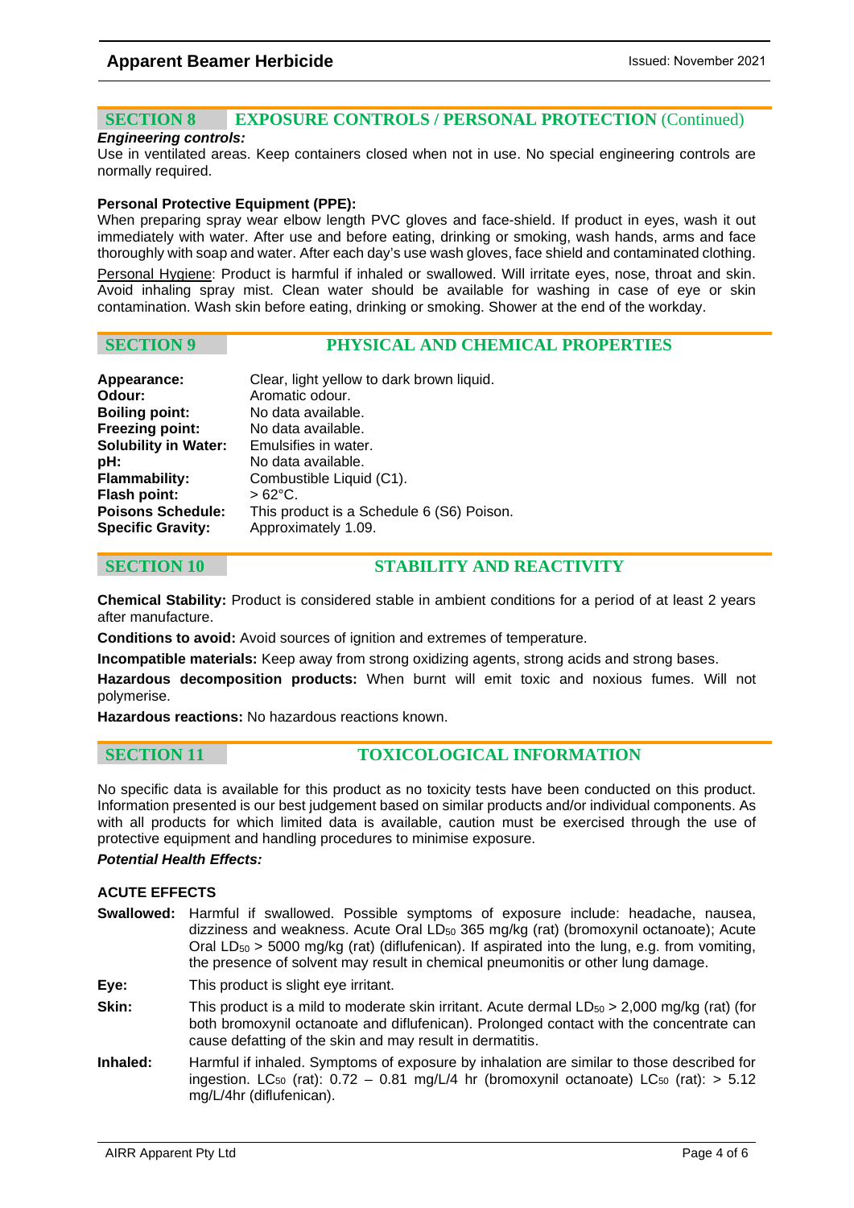## SECTION 8 EXPOSURE CONTROLS / PERSONAL PROTECTION (Continued)

***Engineering controls:***

Use in ventilated areas. Keep containers closed when not in use. No special engineering controls are normally required.

**Personal Protective Equipment (PPE):**

When preparing spray wear elbow length PVC gloves and face-shield. If product in eyes, wash it out immediately with water. After use and before eating, drinking or smoking, wash hands, arms and face thoroughly with soap and water. After each day's use wash gloves, face shield and contaminated clothing.

Personal Hygiene: Product is harmful if inhaled or swallowed. Will irritate eyes, nose, throat and skin. Avoid inhaling spray mist. Clean water should be available for washing in case of eye or skin contamination. Wash skin before eating, drinking or smoking. Shower at the end of the workday.

## SECTION 9 PHYSICAL AND CHEMICAL PROPERTIES

| | |
|---|---|
| **Appearance:** | Clear, light yellow to dark brown liquid. |
| **Odour:** | Aromatic odour. |
| **Boiling point:** | No data available. |
| **Freezing point:** | No data available. |
| **Solubility in Water:** | Emulsifies in water. |
| **pH:** | No data available. |
| **Flammability:** | Combustible Liquid (C1). |
| **Flash point:** | > 62°C. |
| **Poisons Schedule:** | This product is a Schedule 6 (S6) Poison. |
| **Specific Gravity:** | Approximately 1.09. |

## SECTION 10 STABILITY AND REACTIVITY

**Chemical Stability:** Product is considered stable in ambient conditions for a period of at least 2 years after manufacture.

**Conditions to avoid:** Avoid sources of ignition and extremes of temperature.

**Incompatible materials:** Keep away from strong oxidizing agents, strong acids and strong bases.

**Hazardous decomposition products:** When burnt will emit toxic and noxious fumes. Will not polymerise.

**Hazardous reactions:** No hazardous reactions known.

## SECTION 11 TOXICOLOGICAL INFORMATION

No specific data is available for this product as no toxicity tests have been conducted on this product. Information presented is our best judgement based on similar products and/or individual components. As with all products for which limited data is available, caution must be exercised through the use of protective equipment and handling procedures to minimise exposure.

***Potential Health Effects:***

**ACUTE EFFECTS**

**Swallowed:** Harmful if swallowed. Possible symptoms of exposure include: headache, nausea, dizziness and weakness. Acute Oral $LD_{50}$ 365 mg/kg (rat) (bromoxynil octanoate); Acute Oral $LD_{50}$ > 5000 mg/kg (rat) (diflufenican). If aspirated into the lung, e.g. from vomiting, the presence of solvent may result in chemical pneumonitis or other lung damage.

**Eye:** This product is slight eye irritant.

**Skin:** This product is a mild to moderate skin irritant. Acute dermal $LD_{50}$ > 2,000 mg/kg (rat) (for both bromoxynil octanoate and diflufenican). Prolonged contact with the concentrate can cause defatting of the skin and may result in dermatitis.

**Inhaled:** Harmful if inhaled. Symptoms of exposure by inhalation are similar to those described for ingestion. $LC_{50}$ (rat): 0.72 – 0.81 mg/L/4 hr (bromoxynil octanoate) $LC_{50}$ (rat): > 5.12 mg/L/4hr (diflufenican).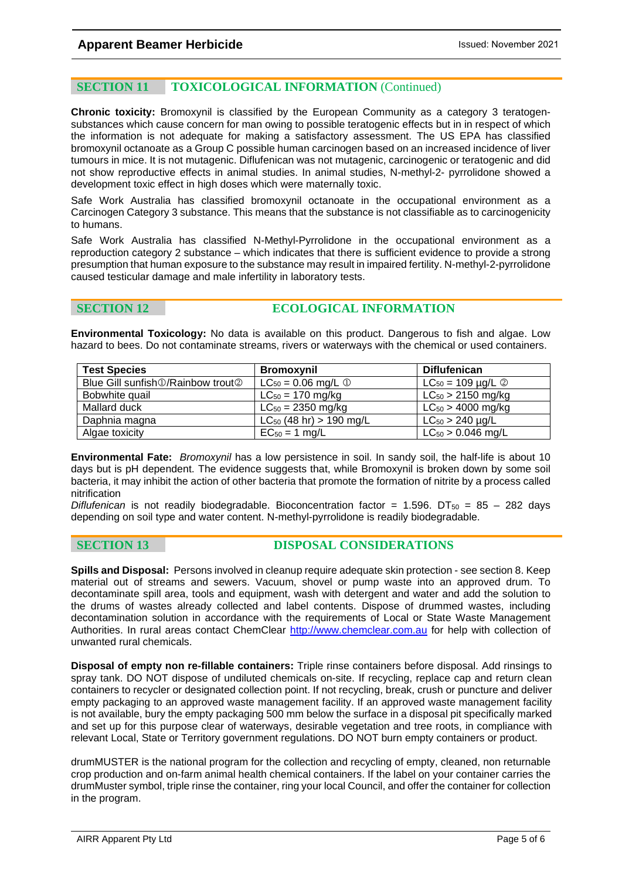## SECTION 11 TOXICOLOGICAL INFORMATION (Continued)

**Chronic toxicity:** Bromoxynil is classified by the European Community as a category 3 teratogen-substances which cause concern for man owing to possible teratogenic effects but in in respect of which the information is not adequate for making a satisfactory assessment. The US EPA has classified bromoxynil octanoate as a Group C possible human carcinogen based on an increased incidence of liver tumours in mice. It is not mutagenic. Diflufenican was not mutagenic, carcinogenic or teratogenic and did not show reproductive effects in animal studies. In animal studies, N-methyl-2- pyrrolidone showed a development toxic effect in high doses which were maternally toxic.

Safe Work Australia has classified bromoxynil octanoate in the occupational environment as a Carcinogen Category 3 substance. This means that the substance is not classifiable as to carcinogenicity to humans.

Safe Work Australia has classified N-Methyl-Pyrrolidone in the occupational environment as a reproduction category 2 substance – which indicates that there is sufficient evidence to provide a strong presumption that human exposure to the substance may result in impaired fertility. N-methyl-2-pyrrolidone caused testicular damage and male infertility in laboratory tests.

## SECTION 12 ECOLOGICAL INFORMATION

**Environmental Toxicology:** No data is available on this product. Dangerous to fish and algae. Low hazard to bees. Do not contaminate streams, rivers or waterways with the chemical or used containers.

| Test Species | Bromoxynil | Diflufenican |
|---|---|---|
| Blue Gill sunfish① /Rainbow trout② | $LC_{50}$ = 0.06 mg/L ① | $LC_{50}$ = 109 µg/L ② |
| Bobwhite quail | $LC_{50}$ = 170 mg/kg | $LC_{50}$ > 2150 mg/kg |
| Mallard duck | $LC_{50}$ = 2350 mg/kg | $LC_{50}$ > 4000 mg/kg |
| Daphnia magna | $LC_{50}$ (48 hr) > 190 mg/L | $LC_{50}$ > 240 µg/L |
| Algae toxicity | $EC_{50}$ = 1 mg/L | $LC_{50}$ > 0.046 mg/L |

**Environmental Fate:** *Bromoxynil* has a low persistence in soil. In sandy soil, the half-life is about 10 days but is pH dependent. The evidence suggests that, while Bromoxynil is broken down by some soil bacteria, it may inhibit the action of other bacteria that promote the formation of nitrite by a process called nitrification

*Diflufenican* is not readily biodegradable. Bioconcentration factor = 1.596. $DT_{50}$ = 85 – 282 days depending on soil type and water content. N-methyl-pyrrolidone is readily biodegradable.

## SECTION 13 DISPOSAL CONSIDERATIONS

**Spills and Disposal:** Persons involved in cleanup require adequate skin protection - see section 8. Keep material out of streams and sewers. Vacuum, shovel or pump waste into an approved drum. To decontaminate spill area, tools and equipment, wash with detergent and water and add the solution to the drums of wastes already collected and label contents. Dispose of drummed wastes, including decontamination solution in accordance with the requirements of Local or State Waste Management Authorities. In rural areas contact ChemClear http://www.chemclear.com.au for help with collection of unwanted rural chemicals.

**Disposal of empty non re-fillable containers:** Triple rinse containers before disposal. Add rinsings to spray tank. DO NOT dispose of undiluted chemicals on-site. If recycling, replace cap and return clean containers to recycler or designated collection point. If not recycling, break, crush or puncture and deliver empty packaging to an approved waste management facility. If an approved waste management facility is not available, bury the empty packaging 500 mm below the surface in a disposal pit specifically marked and set up for this purpose clear of waterways, desirable vegetation and tree roots, in compliance with relevant Local, State or Territory government regulations. DO NOT burn empty containers or product.

drumMUSTER is the national program for the collection and recycling of empty, cleaned, non returnable crop production and on-farm animal health chemical containers. If the label on your container carries the drumMuster symbol, triple rinse the container, ring your local Council, and offer the container for collection in the program.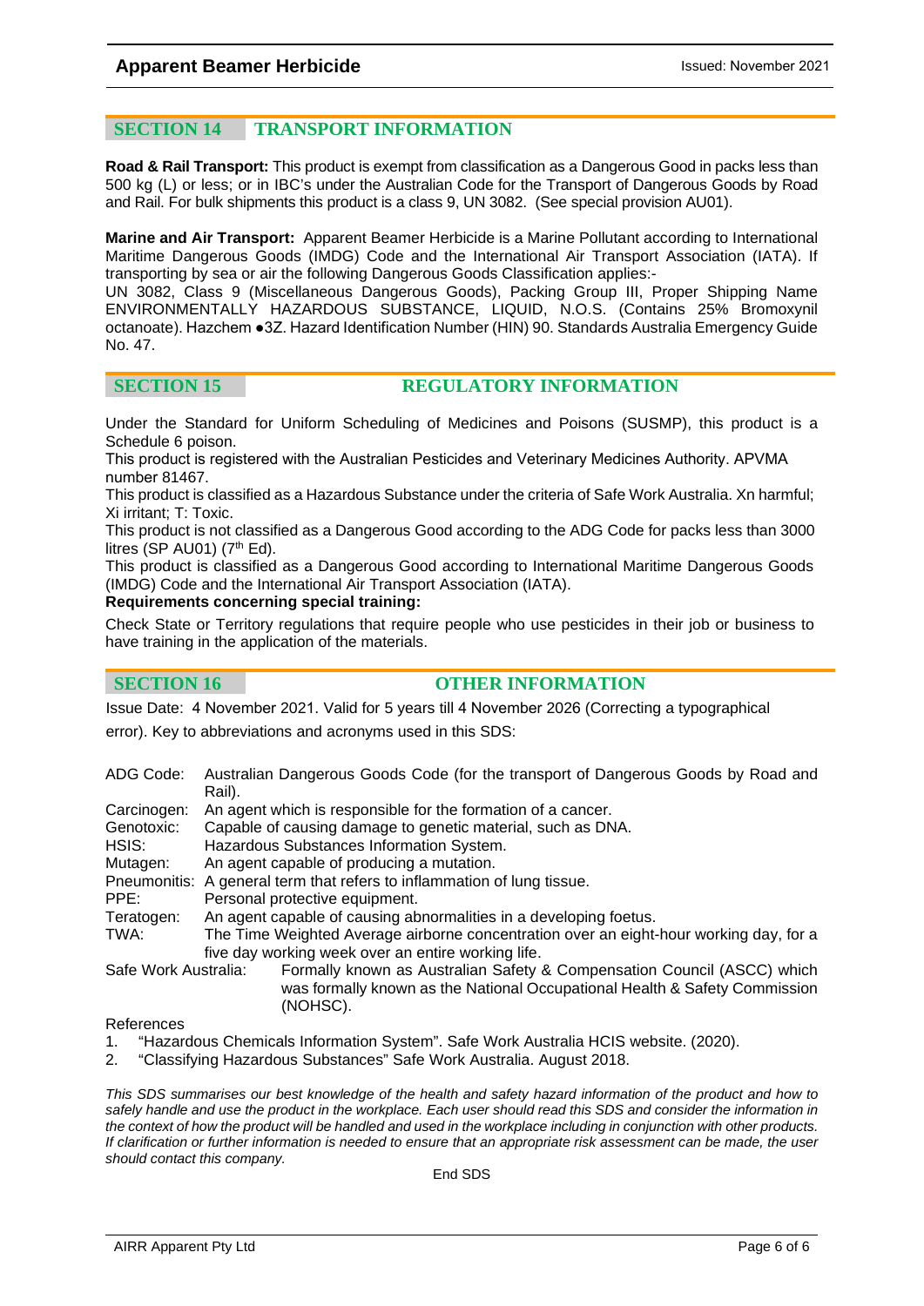## SECTION 14 TRANSPORT INFORMATION

**Road & Rail Transport:** This product is exempt from classification as a Dangerous Good in packs less than 500 kg (L) or less; or in IBC's under the Australian Code for the Transport of Dangerous Goods by Road and Rail. For bulk shipments this product is a class 9, UN 3082. (See special provision AU01).

**Marine and Air Transport:** Apparent Beamer Herbicide is a Marine Pollutant according to International Maritime Dangerous Goods (IMDG) Code and the International Air Transport Association (IATA). If transporting by sea or air the following Dangerous Goods Classification applies:-

UN 3082, Class 9 (Miscellaneous Dangerous Goods), Packing Group III, Proper Shipping Name ENVIRONMENTALLY HAZARDOUS SUBSTANCE, LIQUID, N.O.S. (Contains 25% Bromoxynil octanoate). Hazchem ●3Z. Hazard Identification Number (HIN) 90. Standards Australia Emergency Guide No. 47.

## SECTION 15 REGULATORY INFORMATION

Under the Standard for Uniform Scheduling of Medicines and Poisons (SUSMP), this product is a Schedule 6 poison.

This product is registered with the Australian Pesticides and Veterinary Medicines Authority. APVMA number 81467.

This product is classified as a Hazardous Substance under the criteria of Safe Work Australia. Xn harmful; Xi irritant; T: Toxic.

This product is not classified as a Dangerous Good according to the ADG Code for packs less than 3000 litres (SP AU01) (7th Ed).

This product is classified as a Dangerous Good according to International Maritime Dangerous Goods (IMDG) Code and the International Air Transport Association (IATA).

**Requirements concerning special training:**

Check State or Territory regulations that require people who use pesticides in their job or business to have training in the application of the materials.

## SECTION 16 OTHER INFORMATION

Issue Date: 4 November 2021. Valid for 5 years till 4 November 2026 (Correcting a typographical error). Key to abbreviations and acronyms used in this SDS:

| | |
|---|---|
| ADG Code: | Australian Dangerous Goods Code (for the transport of Dangerous Goods by Road and Rail). |
| Carcinogen: | An agent which is responsible for the formation of a cancer. |
| Genotoxic: | Capable of causing damage to genetic material, such as DNA. |
| HSIS: | Hazardous Substances Information System. |
| Mutagen: | An agent capable of producing a mutation. |
| Pneumonitis: | A general term that refers to inflammation of lung tissue. |
| PPE: | Personal protective equipment. |
| Teratogen: | An agent capable of causing abnormalities in a developing foetus. |
| TWA: | The Time Weighted Average airborne concentration over an eight-hour working day, for a five day working week over an entire working life. |
| Safe Work Australia: | Formally known as Australian Safety & Compensation Council (ASCC) which was formally known as the National Occupational Health & Safety Commission (NOHSC). |

References

1. "Hazardous Chemicals Information System". Safe Work Australia HCIS website. (2020).
2. "Classifying Hazardous Substances" Safe Work Australia. August 2018.

*This SDS summarises our best knowledge of the health and safety hazard information of the product and how to safely handle and use the product in the workplace. Each user should read this SDS and consider the information in the context of how the product will be handled and used in the workplace including in conjunction with other products. If clarification or further information is needed to ensure that an appropriate risk assessment can be made, the user should contact this company.*

End SDS